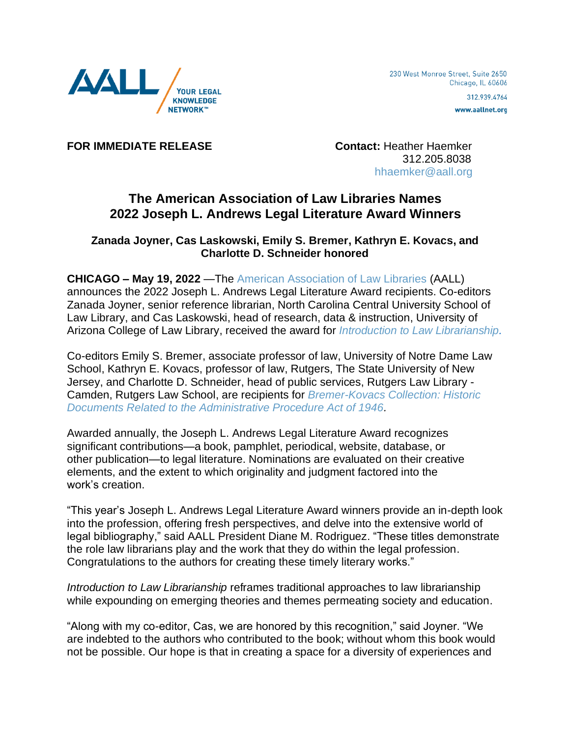AALL / YOUR LEGAL KNOWLEDGE NETWORK™

230 West Monroe Street, Suite 2650
Chicago, IL 60606
312.939.4764
www.aallnet.org

**FOR IMMEDIATE RELEASE**

**Contact:** Heather Haemker
312.205.8038
hhaemker@aall.org

# The American Association of Law Libraries Names 2022 Joseph L. Andrews Legal Literature Award Winners

### Zanada Joyner, Cas Laskowski, Emily S. Bremer, Kathryn E. Kovacs, and Charlotte D. Schneider honored

**CHICAGO – May 19, 2022** —The American Association of Law Libraries (AALL) announces the 2022 Joseph L. Andrews Legal Literature Award recipients. Co-editors Zanada Joyner, senior reference librarian, North Carolina Central University School of Law Library, and Cas Laskowski, head of research, data & instruction, University of Arizona College of Law Library, received the award for *Introduction to Law Librarianship.*

Co-editors Emily S. Bremer, associate professor of law, University of Notre Dame Law School, Kathryn E. Kovacs, professor of law, Rutgers, The State University of New Jersey, and Charlotte D. Schneider, head of public services, Rutgers Law Library - Camden, Rutgers Law School, are recipients for *Bremer-Kovacs Collection: Historic Documents Related to the Administrative Procedure Act of 1946.*

Awarded annually, the Joseph L. Andrews Legal Literature Award recognizes significant contributions—a book, pamphlet, periodical, website, database, or other publication—to legal literature. Nominations are evaluated on their creative elements, and the extent to which originality and judgment factored into the work's creation.

"This year's Joseph L. Andrews Legal Literature Award winners provide an in-depth look into the profession, offering fresh perspectives, and delve into the extensive world of legal bibliography," said AALL President Diane M. Rodriguez. "These titles demonstrate the role law librarians play and the work that they do within the legal profession. Congratulations to the authors for creating these timely literary works."

*Introduction to Law Librarianship* reframes traditional approaches to law librarianship while expounding on emerging theories and themes permeating society and education.

"Along with my co-editor, Cas, we are honored by this recognition," said Joyner. "We are indebted to the authors who contributed to the book; without whom this book would not be possible. Our hope is that in creating a space for a diversity of experiences and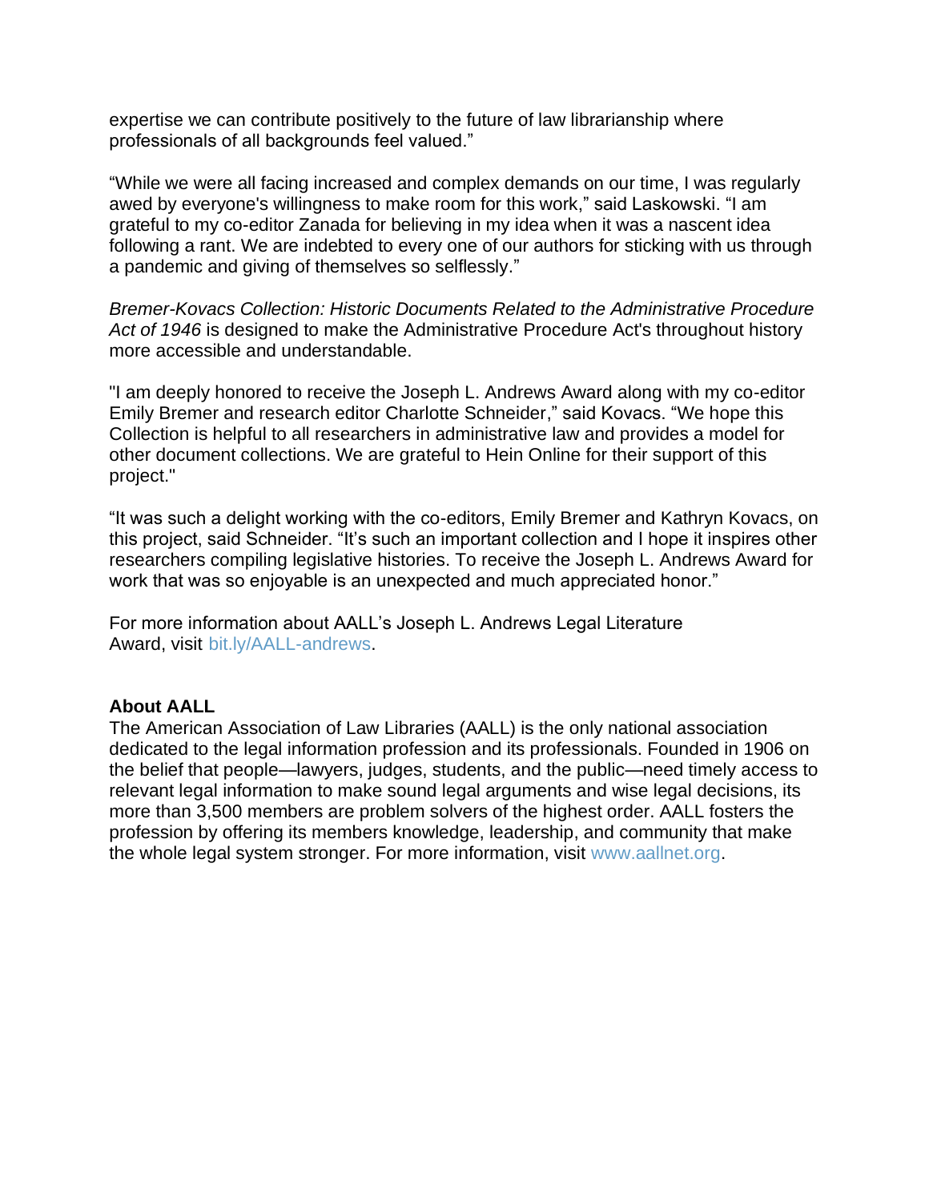expertise we can contribute positively to the future of law librarianship where professionals of all backgrounds feel valued."

"While we were all facing increased and complex demands on our time, I was regularly awed by everyone's willingness to make room for this work," said Laskowski. "I am grateful to my co-editor Zanada for believing in my idea when it was a nascent idea following a rant. We are indebted to every one of our authors for sticking with us through a pandemic and giving of themselves so selflessly."

*Bremer-Kovacs Collection: Historic Documents Related to the Administrative Procedure Act of 1946* is designed to make the Administrative Procedure Act's throughout history more accessible and understandable.

"I am deeply honored to receive the Joseph L. Andrews Award along with my co-editor Emily Bremer and research editor Charlotte Schneider," said Kovacs. "We hope this Collection is helpful to all researchers in administrative law and provides a model for other document collections. We are grateful to Hein Online for their support of this project."

"It was such a delight working with the co-editors, Emily Bremer and Kathryn Kovacs, on this project, said Schneider. "It's such an important collection and I hope it inspires other researchers compiling legislative histories. To receive the Joseph L. Andrews Award for work that was so enjoyable is an unexpected and much appreciated honor."

For more information about AALL's Joseph L. Andrews Legal Literature Award, visit bit.ly/AALL-andrews.

**About AALL**

The American Association of Law Libraries (AALL) is the only national association dedicated to the legal information profession and its professionals. Founded in 1906 on the belief that people—lawyers, judges, students, and the public—need timely access to relevant legal information to make sound legal arguments and wise legal decisions, its more than 3,500 members are problem solvers of the highest order. AALL fosters the profession by offering its members knowledge, leadership, and community that make the whole legal system stronger. For more information, visit www.aallnet.org.